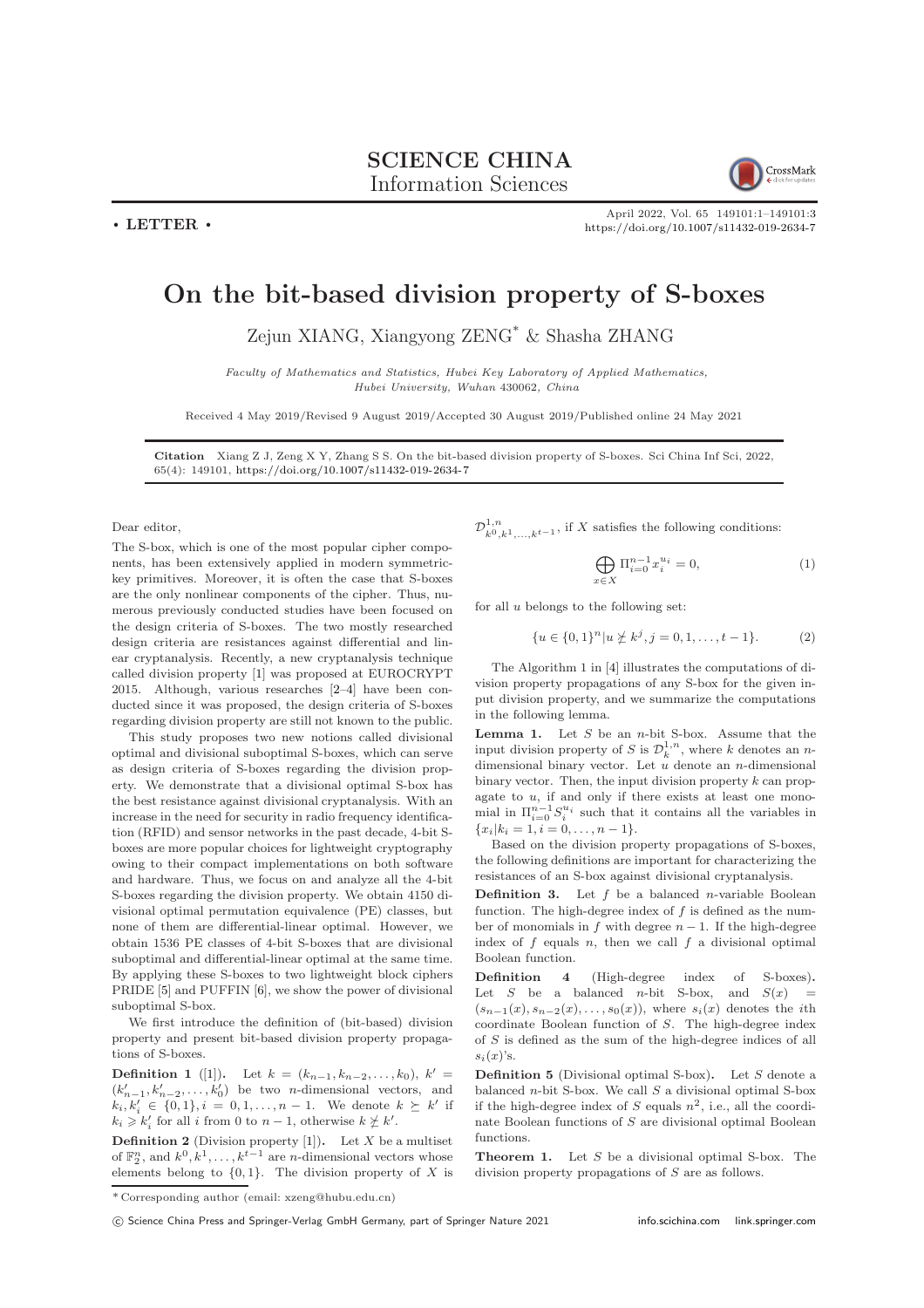**SCIENCE CHINA**
Information Sciences

• **LETTER** •

# On the bit-based division property of S-boxes

Zejun XIANG, Xiangyong ZENG* & Shasha ZHANG

*Faculty of Mathematics and Statistics, Hubei Key Laboratory of Applied Mathematics, Hubei University, Wuhan 430062, China*

Received 4 May 2019/Revised 9 August 2019/Accepted 30 August 2019/Published online 24 May 2021

**Citation** Xiang Z J, Zeng X Y, Zhang S S. On the bit-based division property of S-boxes. Sci China Inf Sci, 2022, 65(4): 149101, https://doi.org/10.1007/s11432-019-2634-7

Dear editor,

The S-box, which is one of the most popular cipher components, has been extensively applied in modern symmetric-key primitives. Moreover, it is often the case that S-boxes are the only nonlinear components of the cipher. Thus, numerous previously conducted studies have been focused on the design criteria of S-boxes. The two mostly researched design criteria are resistances against differential and linear cryptanalysis. Recently, a new cryptanalysis technique called division property [1] was proposed at EUROCRYPT 2015. Although, various researches [2–4] have been conducted since it was proposed, the design criteria of S-boxes regarding division property are still not known to the public.

This study proposes two new notions called divisional optimal and divisional suboptimal S-boxes, which can serve as design criteria of S-boxes regarding the division property. We demonstrate that a divisional optimal S-box has the best resistance against divisional cryptanalysis. With an increase in the need for security in radio frequency identification (RFID) and sensor networks in the past decade, 4-bit S-boxes are more popular choices for lightweight cryptography owing to their compact implementations on both software and hardware. Thus, we focus on and analyze all the 4-bit S-boxes regarding the division property. We obtain 4150 divisional optimal permutation equivalence (PE) classes, but none of them are differential-linear optimal. However, we obtain 1536 PE classes of 4-bit S-boxes that are divisional suboptimal and differential-linear optimal at the same time. By applying these S-boxes to two lightweight block ciphers PRIDE [5] and PUFFIN [6], we show the power of divisional suboptimal S-box.

We first introduce the definition of (bit-based) division property and present bit-based division property propagations of S-boxes.

**Definition 1** ([1]). Let $k = (k_{n-1}, k_{n-2}, \ldots, k_0)$, $k' = (k'_{n-1}, k'_{n-2}, \ldots, k'_0)$ be two $n$-dimensional vectors, and $k_i, k'_i \in \{0,1\}, i = 0, 1, \ldots, n-1$. We denote $k \succeq k'$ if $k_i \geqslant k'_i$ for all $i$ from 0 to $n-1$, otherwise $k \nsucceq k'$.

**Definition 2** (Division property [1]). Let $X$ be a multiset of $\mathbb{F}_2^n$, and $k^0, k^1, \ldots, k^{t-1}$ are $n$-dimensional vectors whose elements belong to $\{0,1\}$. The division property of $X$ is $\mathcal{D}^{1,n}_{k^0,k^1,\ldots,k^{t-1}}$, if $X$ satisfies the following conditions:

$$\bigoplus_{x \in X} \Pi_{i=0}^{n-1} x_i^{u_i} = 0, \tag{1}$$

for all $u$ belongs to the following set:

$$\{u \in \{0,1\}^n | u \nsucceq k^j, j = 0, 1, \ldots, t-1\}. \tag{2}$$

The Algorithm 1 in [4] illustrates the computations of division property propagations of any S-box for the given input division property, and we summarize the computations in the following lemma.

**Lemma 1.** Let $S$ be an $n$-bit S-box. Assume that the input division property of $S$ is $\mathcal{D}^{1,n}_k$, where $k$ denotes an $n$-dimensional binary vector. Let $u$ denote an $n$-dimensional binary vector. Then, the input division property $k$ can propagate to $u$, if and only if there exists at least one monomial in $\Pi_{i=0}^{n-1} S_i^{u_i}$ such that it contains all the variables in $\{x_i | k_i = 1, i = 0, \ldots, n-1\}$.

Based on the division property propagations of S-boxes, the following definitions are important for characterizing the resistances of an S-box against divisional cryptanalysis.

**Definition 3.** Let $f$ be a balanced $n$-variable Boolean function. The high-degree index of $f$ is defined as the number of monomials in $f$ with degree $n-1$. If the high-degree index of $f$ equals $n$, then we call $f$ a divisional optimal Boolean function.

**Definition 4** (High-degree index of S-boxes). Let $S$ be a balanced $n$-bit S-box, and $S(x) = (s_{n-1}(x), s_{n-2}(x), \ldots, s_0(x))$, where $s_i(x)$ denotes the $i$th coordinate Boolean function of $S$. The high-degree index of $S$ is defined as the sum of the high-degree indices of all $s_i(x)$'s.

**Definition 5** (Divisional optimal S-box). Let $S$ denote a balanced $n$-bit S-box. We call $S$ a divisional optimal S-box if the high-degree index of $S$ equals $n^2$, i.e., all the coordinate Boolean functions of $S$ are divisional optimal Boolean functions.

**Theorem 1.** Let $S$ be a divisional optimal S-box. The division property propagations of $S$ are as follows.

* Corresponding author (email: xzeng@hubu.edu.cn)

© Science China Press and Springer-Verlag GmbH Germany, part of Springer Nature 2021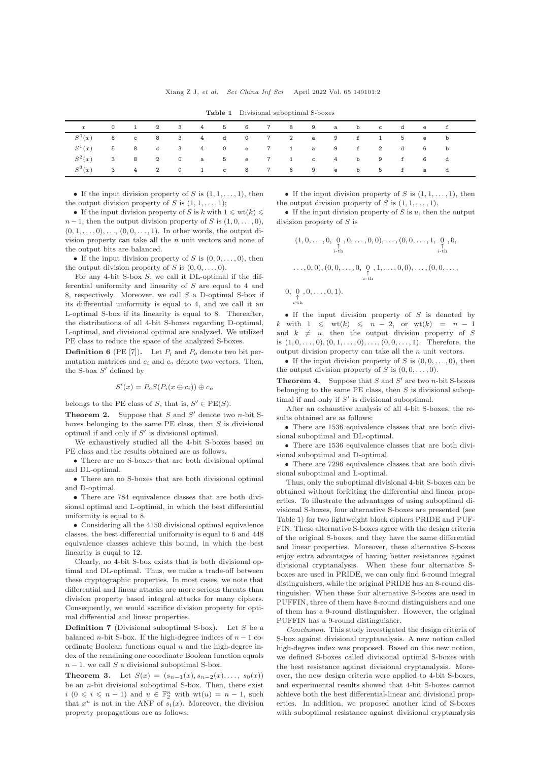**Table 1** Divisional suboptimal S-boxes

| $x$ | 0 | 1 | 2 | 3 | 4 | 5 | 6 | 7 | 8 | 9 | a | b | c | d | e | f |
|---|---|---|---|---|---|---|---|---|---|---|---|---|---|---|---|---|
| $S^0(x)$ | 6 | c | 8 | 3 | 4 | d | 0 | 7 | 2 | a | 9 | f | 1 | 5 | e | b |
| $S^1(x)$ | 5 | 8 | c | 3 | 4 | 0 | e | 7 | 1 | a | 9 | f | 2 | d | 6 | b |
| $S^2(x)$ | 3 | 8 | 2 | 0 | a | 5 | e | 7 | 1 | c | 4 | b | 9 | f | 6 | d |
| $S^3(x)$ | 3 | 4 | 2 | 0 | 1 | c | 8 | 7 | 6 | 9 | e | b | 5 | f | a | d |

- If the input division property of $S$ is $(1, 1, \dots, 1)$, then the output division property of $S$ is $(1, 1, \dots, 1)$;
- If the input division property of $S$ is $k$ with $1 \leqslant \mathrm{wt}(k) \leqslant n-1$, then the output division property of $S$ is $(1, 0, \dots, 0)$, $(0, 1, \dots, 0), \dots, (0, 0, \dots, 1)$. In other words, the output division property can take all the $n$ unit vectors and none of the output bits are balanced.
- If the input division property of $S$ is $(0, 0, \dots, 0)$, then the output division property of $S$ is $(0, 0, \dots, 0)$.

For any 4-bit S-box $S$, we call it DL-optimal if the differential uniformity and linearity of $S$ are equal to 4 and 8, respectively. Moreover, we call $S$ a D-optimal S-box if its differential uniformity is equal to 4, and we call it an L-optimal S-box if its linearity is equal to 8. Thereafter, the distributions of all 4-bit S-boxes regarding D-optimal, L-optimal, and divisional optimal are analyzed. We utilized PE class to reduce the space of the analyzed S-boxes.

**Definition 6** (PE [7])**.** Let $P_i$ and $P_o$ denote two bit permutation matrices and $c_i$ and $c_o$ denote two vectors. Then, the S-box $S'$ defined by

$$S'(x) = P_o S(P_i(x \oplus c_i)) \oplus c_o$$

belongs to the PE class of $S$, that is, $S' \in \mathrm{PE}(S)$.

**Theorem 2.** Suppose that $S$ and $S'$ denote two $n$-bit S-boxes belonging to the same PE class, then $S$ is divisional optimal if and only if $S'$ is divisional optimal.

We exhaustively studied all the 4-bit S-boxes based on PE class and the results obtained are as follows.

- There are no S-boxes that are both divisional optimal and DL-optimal.
- There are no S-boxes that are both divisional optimal and D-optimal.
- There are 784 equivalence classes that are both divisional optimal and L-optimal, in which the best differential uniformity is equal to 8.
- Considering all the 4150 divisional optimal equivalence classes, the best differential uniformity is equal to 6 and 448 equivalence classes achieve this bound, in which the best linearity is euqal to 12.

Clearly, no 4-bit S-box exists that is both divisional optimal and DL-optimal. Thus, we make a trade-off between these cryptographic properties. In most cases, we note that differential and linear attacks are more serious threats than division property based integral attacks for many ciphers. Consequently, we would sacrifice division property for optimal differential and linear properties.

**Definition 7** (Divisional suboptimal S-box)**.** Let $S$ be a balanced $n$-bit S-box. If the high-degree indices of $n-1$ coordinate Boolean functions equal $n$ and the high-degree index of the remaining one coordinate Boolean function equals $n-1$, we call $S$ a divisional suboptimal S-box.

**Theorem 3.** Let $S(x) = (s_{n-1}(x), s_{n-2}(x), \dots, s_0(x))$ be an $n$-bit divisional suboptimal S-box. Then, there exist $i$ $(0 \leqslant i \leqslant n-1)$ and $u \in \mathbb{F}_2^n$ with $\mathrm{wt}(u) = n-1$, such that $x^u$ is not in the ANF of $s_i(x)$. Moreover, the division property propagations are as follows:

- If the input division property of $S$ is $(1, 1, \dots, 1)$, then the output division property of $S$ is $(1, 1, \dots, 1)$.
- If the input division property of $S$ is $u$, then the output division property of $S$ is

$$(1, 0, \dots, 0, \underset{i\text{-th}}{\underset{\uparrow}{0}}, 0, \dots, 0, 0), \dots, (0, 0, \dots, 1, \underset{i\text{-th}}{\underset{\uparrow}{0}}, 0,$$

$$\dots, 0, 0), (0, 0, \dots, 0, \underset{i\text{-th}}{\underset{\uparrow}{0}}, 1, \dots, 0, 0), \dots, (0, 0, \dots,$$

$$0, \underset{i\text{-th}}{\underset{\uparrow}{0}}, 0, \dots, 0, 1).$$

- If the input division property of $S$ is denoted by $k$ with $1 \leqslant \mathrm{wt}(k) \leqslant n-2$, or $\mathrm{wt}(k) = n-1$ and $k \neq u$, then the output division property of $S$ is $(1, 0, \dots, 0), (0, 1, \dots, 0), \dots, (0, 0, \dots, 1)$. Therefore, the output division property can take all the $n$ unit vectors.
- If the input division property of $S$ is $(0, 0, \dots, 0)$, then the output division property of $S$ is $(0, 0, \dots, 0)$.

**Theorem 4.** Suppose that $S$ and $S'$ are two $n$-bit S-boxes belonging to the same PE class, then $S$ is divisional suboptimal if and only if $S'$ is divisional suboptimal.

After an exhaustive analysis of all 4-bit S-boxes, the results obtained are as follows:

- There are 1536 equivalence classes that are both divisional suboptimal and DL-optimal.
- There are 1536 equivalence classes that are both divisional suboptimal and D-optimal.
- There are 7296 equivalence classes that are both divisional suboptimal and L-optimal.

Thus, only the suboptimal divisional 4-bit S-boxes can be obtained without forfeiting the differential and linear properties. To illustrate the advantages of using suboptimal divisional S-boxes, four alternative S-boxes are presented (see Table 1) for two lightweight block ciphers PRIDE and PUFFIN. These alternative S-boxes agree with the design criteria of the original S-boxes, and they have the same differential and linear properties. Moreover, these alternative S-boxes enjoy extra advantages of having better resistances against divisional cryptanalysis. When these four alternative S-boxes are used in PRIDE, we can only find 6-round integral distinguishers, while the original PRIDE has an 8-round distinguisher. When these four alternative S-boxes are used in PUFFIN, three of them have 8-round distinguishers and one of them has a 9-round distinguisher. However, the original PUFFIN has a 9-round distinguisher.

*Conclusion.* This study investigated the design criteria of S-box against divisional cryptanalysis. A new notion called high-degree index was proposed. Based on this new notion, we defined S-boxes called divisional optimal S-boxes with the best resistance against divisional cryptanalysis. Moreover, the new design criteria were applied to 4-bit S-boxes, and experimental results showed that 4-bit S-boxes cannot achieve both the best differential-linear and divisional properties. In addition, we proposed another kind of S-boxes with suboptimal resistance against divisional cryptanalysis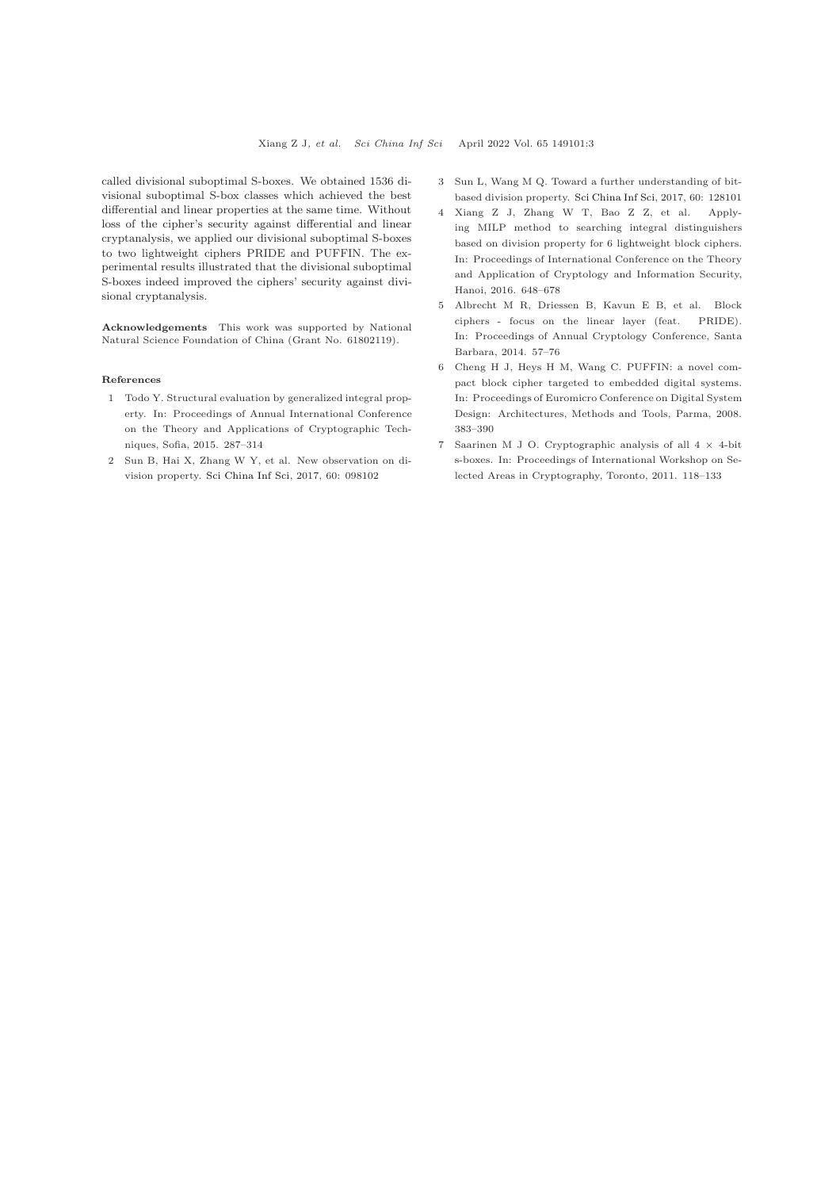called divisional suboptimal S-boxes. We obtained 1536 divisional suboptimal S-box classes which achieved the best differential and linear properties at the same time. Without loss of the cipher's security against differential and linear cryptanalysis, we applied our divisional suboptimal S-boxes to two lightweight ciphers PRIDE and PUFFIN. The experimental results illustrated that the divisional suboptimal S-boxes indeed improved the ciphers' security against divisional cryptanalysis.

**Acknowledgements** This work was supported by National Natural Science Foundation of China (Grant No. 61802119).

#### References

1. Todo Y. Structural evaluation by generalized integral property. In: Proceedings of Annual International Conference on the Theory and Applications of Cryptographic Techniques, Sofia, 2015. 287–314
2. Sun B, Hai X, Zhang W Y, et al. New observation on division property. Sci China Inf Sci, 2017, 60: 098102
3. Sun L, Wang M Q. Toward a further understanding of bit-based division property. Sci China Inf Sci, 2017, 60: 128101
4. Xiang Z J, Zhang W T, Bao Z Z, et al. Applying MILP method to searching integral distinguishers based on division property for 6 lightweight block ciphers. In: Proceedings of International Conference on the Theory and Application of Cryptology and Information Security, Hanoi, 2016. 648–678
5. Albrecht M R, Driessen B, Kavun E B, et al. Block ciphers - focus on the linear layer (feat. PRIDE). In: Proceedings of Annual Cryptology Conference, Santa Barbara, 2014. 57–76
6. Cheng H J, Heys H M, Wang C. PUFFIN: a novel compact block cipher targeted to embedded digital systems. In: Proceedings of Euromicro Conference on Digital System Design: Architectures, Methods and Tools, Parma, 2008. 383–390
7. Saarinen M J O. Cryptographic analysis of all 4 × 4-bit s-boxes. In: Proceedings of International Workshop on Selected Areas in Cryptography, Toronto, 2011. 118–133